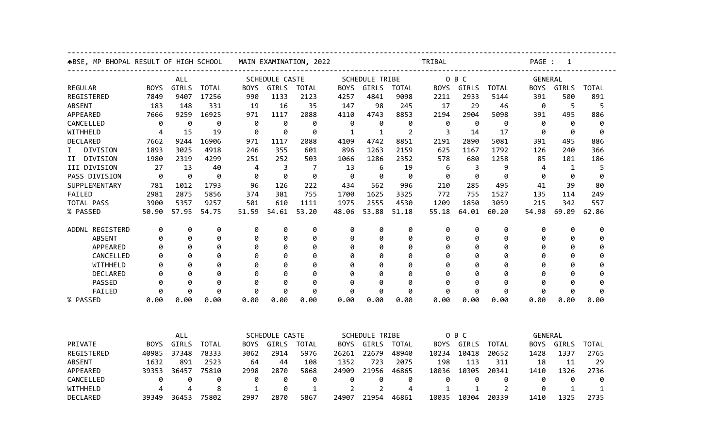BSE, MP BHOPAL RESULT OF HIGH SCHOOL MAIN EXAMINATION, 2022 TRIBAL

| | ALL | | | SCHEDULE CASTE | | | SCHEDULE TRIBE | | | O B C | | | GENERAL | | |
|---|---|---|---|---|---|---|---|---|---|---|---|---|---|---|---|
| REGULAR | BOYS | GIRLS | TOTAL | BOYS | GIRLS | TOTAL | BOYS | GIRLS | TOTAL | BOYS | GIRLS | TOTAL | BOYS | GIRLS | TOTAL |
| REGISTERED | 7849 | 9407 | 17256 | 990 | 1133 | 2123 | 4257 | 4841 | 9098 | 2211 | 2933 | 5144 | 391 | 500 | 891 |
| ABSENT | 183 | 148 | 331 | 19 | 16 | 35 | 147 | 98 | 245 | 17 | 29 | 46 | 0 | 5 | 5 |
| APPEARED | 7666 | 9259 | 16925 | 971 | 1117 | 2088 | 4110 | 4743 | 8853 | 2194 | 2904 | 5098 | 391 | 495 | 886 |
| CANCELLED | 0 | 0 | 0 | 0 | 0 | 0 | 0 | 0 | 0 | 0 | 0 | 0 | 0 | 0 | 0 |
| WITHHELD | 4 | 15 | 19 | 0 | 0 | 0 | 1 | 1 | 2 | 3 | 14 | 17 | 0 | 0 | 0 |
| DECLARED | 7662 | 9244 | 16906 | 971 | 1117 | 2088 | 4109 | 4742 | 8851 | 2191 | 2890 | 5081 | 391 | 495 | 886 |
| I DIVISION | 1893 | 3025 | 4918 | 246 | 355 | 601 | 896 | 1263 | 2159 | 625 | 1167 | 1792 | 126 | 240 | 366 |
| II DIVISION | 1980 | 2319 | 4299 | 251 | 252 | 503 | 1066 | 1286 | 2352 | 578 | 680 | 1258 | 85 | 101 | 186 |
| III DIVISION | 27 | 13 | 40 | 4 | 3 | 7 | 13 | 6 | 19 | 6 | 3 | 9 | 4 | 1 | 5 |
| PASS DIVISION | 0 | 0 | 0 | 0 | 0 | 0 | 0 | 0 | 0 | 0 | 0 | 0 | 0 | 0 | 0 |
| SUPPLEMENTARY | 781 | 1012 | 1793 | 96 | 126 | 222 | 434 | 562 | 996 | 210 | 285 | 495 | 41 | 39 | 80 |
| FAILED | 2981 | 2875 | 5856 | 374 | 381 | 755 | 1700 | 1625 | 3325 | 772 | 755 | 1527 | 135 | 114 | 249 |
| TOTAL PASS | 3900 | 5357 | 9257 | 501 | 610 | 1111 | 1975 | 2555 | 4530 | 1209 | 1850 | 3059 | 215 | 342 | 557 |
| % PASSED | 50.90 | 57.95 | 54.75 | 51.59 | 54.61 | 53.20 | 48.06 | 53.88 | 51.18 | 55.18 | 64.01 | 60.20 | 54.98 | 69.09 | 62.86 |
| ADDNL REGISTERD | 0 | 0 | 0 | 0 | 0 | 0 | 0 | 0 | 0 | 0 | 0 | 0 | 0 | 0 | 0 |
| ABSENT | 0 | 0 | 0 | 0 | 0 | 0 | 0 | 0 | 0 | 0 | 0 | 0 | 0 | 0 | 0 |
| APPEARED | 0 | 0 | 0 | 0 | 0 | 0 | 0 | 0 | 0 | 0 | 0 | 0 | 0 | 0 | 0 |
| CANCELLED | 0 | 0 | 0 | 0 | 0 | 0 | 0 | 0 | 0 | 0 | 0 | 0 | 0 | 0 | 0 |
| WITHHELD | 0 | 0 | 0 | 0 | 0 | 0 | 0 | 0 | 0 | 0 | 0 | 0 | 0 | 0 | 0 |
| DECLARED | 0 | 0 | 0 | 0 | 0 | 0 | 0 | 0 | 0 | 0 | 0 | 0 | 0 | 0 | 0 |
| PASSED | 0 | 0 | 0 | 0 | 0 | 0 | 0 | 0 | 0 | 0 | 0 | 0 | 0 | 0 | 0 |
| FAILED | 0 | 0 | 0 | 0 | 0 | 0 | 0 | 0 | 0 | 0 | 0 | 0 | 0 | 0 | 0 |
| % PASSED | 0.00 | 0.00 | 0.00 | 0.00 | 0.00 | 0.00 | 0.00 | 0.00 | 0.00 | 0.00 | 0.00 | 0.00 | 0.00 | 0.00 | 0.00 |

| | ALL | | | SCHEDULE CASTE | | | SCHEDULE TRIBE | | | O B C | | | GENERAL | | |
|---|---|---|---|---|---|---|---|---|---|---|---|---|---|---|---|
| PRIVATE | BOYS | GIRLS | TOTAL | BOYS | GIRLS | TOTAL | BOYS | GIRLS | TOTAL | BOYS | GIRLS | TOTAL | BOYS | GIRLS | TOTAL |
| REGISTERED | 40985 | 37348 | 78333 | 3062 | 2914 | 5976 | 26261 | 22679 | 48940 | 10234 | 10418 | 20652 | 1428 | 1337 | 2765 |
| ABSENT | 1632 | 891 | 2523 | 64 | 44 | 108 | 1352 | 723 | 2075 | 198 | 113 | 311 | 18 | 11 | 29 |
| APPEARED | 39353 | 36457 | 75810 | 2998 | 2870 | 5868 | 24909 | 21956 | 46865 | 10036 | 10305 | 20341 | 1410 | 1326 | 2736 |
| CANCELLED | 0 | 0 | 0 | 0 | 0 | 0 | 0 | 0 | 0 | 0 | 0 | 0 | 0 | 0 | 0 |
| WITHHELD | 4 | 4 | 8 | 1 | 0 | 1 | 2 | 2 | 4 | 1 | 1 | 2 | 0 | 1 | 1 |
| DECLARED | 39349 | 36453 | 75802 | 2997 | 2870 | 5867 | 24907 | 21954 | 46861 | 10035 | 10304 | 20339 | 1410 | 1325 | 2735 |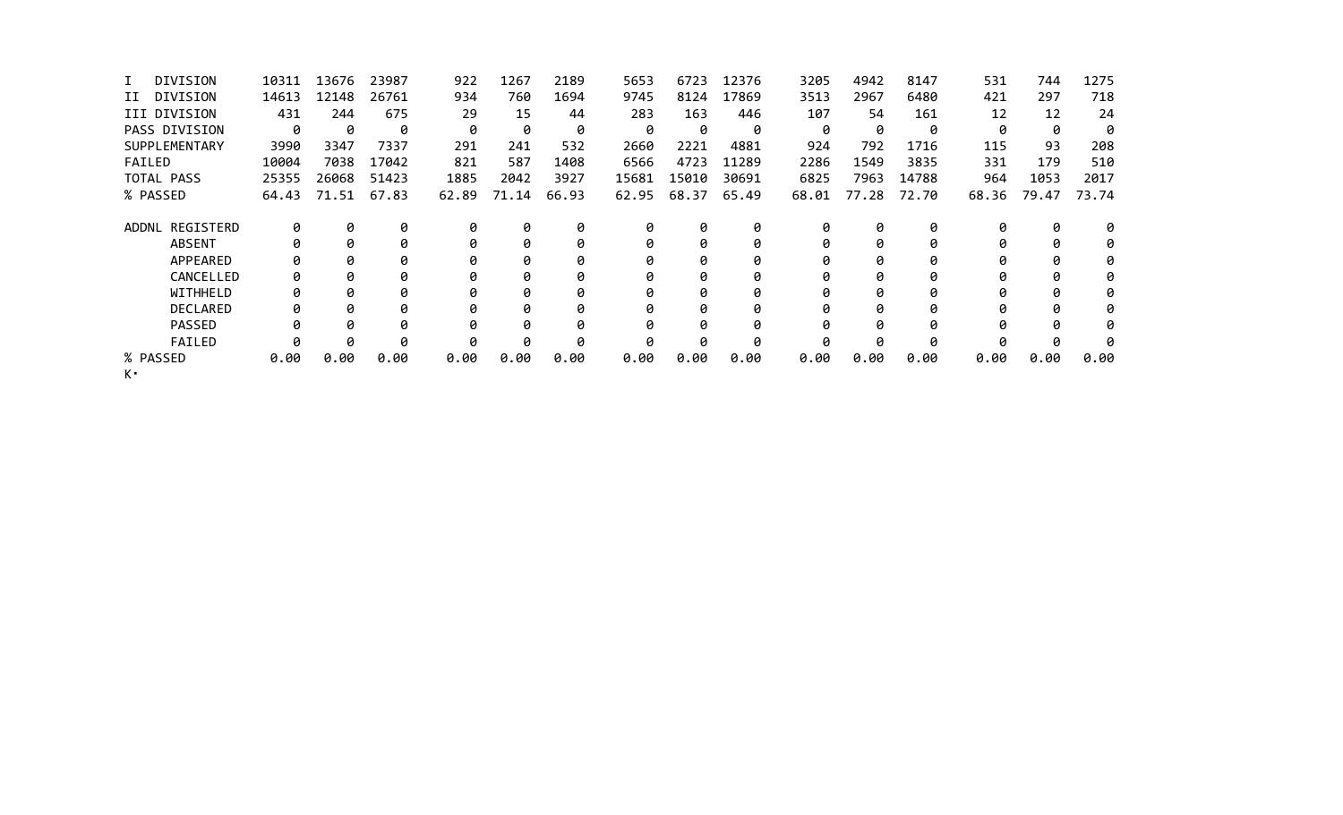| | | | | | | | | | | | | | | | |
|---|---|---|---|---|---|---|---|---|---|---|---|---|---|---|---|
| I DIVISION | 10311 | 13676 | 23987 | 922 | 1267 | 2189 | 5653 | 6723 | 12376 | 3205 | 4942 | 8147 | 531 | 744 | 1275 |
| II DIVISION | 14613 | 12148 | 26761 | 934 | 760 | 1694 | 9745 | 8124 | 17869 | 3513 | 2967 | 6480 | 421 | 297 | 718 |
| III DIVISION | 431 | 244 | 675 | 29 | 15 | 44 | 283 | 163 | 446 | 107 | 54 | 161 | 12 | 12 | 24 |
| PASS DIVISION | 0 | 0 | 0 | 0 | 0 | 0 | 0 | 0 | 0 | 0 | 0 | 0 | 0 | 0 | 0 |
| SUPPLEMENTARY | 3990 | 3347 | 7337 | 291 | 241 | 532 | 2660 | 2221 | 4881 | 924 | 792 | 1716 | 115 | 93 | 208 |
| FAILED | 10004 | 7038 | 17042 | 821 | 587 | 1408 | 6566 | 4723 | 11289 | 2286 | 1549 | 3835 | 331 | 179 | 510 |
| TOTAL PASS | 25355 | 26068 | 51423 | 1885 | 2042 | 3927 | 15681 | 15010 | 30691 | 6825 | 7963 | 14788 | 964 | 1053 | 2017 |
| % PASSED | 64.43 | 71.51 | 67.83 | 62.89 | 71.14 | 66.93 | 62.95 | 68.37 | 65.49 | 68.01 | 77.28 | 72.70 | 68.36 | 79.47 | 73.74 |
| ADDNL REGISTERD | 0 | 0 | 0 | 0 | 0 | 0 | 0 | 0 | 0 | 0 | 0 | 0 | 0 | 0 | 0 |
| ABSENT | 0 | 0 | 0 | 0 | 0 | 0 | 0 | 0 | 0 | 0 | 0 | 0 | 0 | 0 | 0 |
| APPEARED | 0 | 0 | 0 | 0 | 0 | 0 | 0 | 0 | 0 | 0 | 0 | 0 | 0 | 0 | 0 |
| CANCELLED | 0 | 0 | 0 | 0 | 0 | 0 | 0 | 0 | 0 | 0 | 0 | 0 | 0 | 0 | 0 |
| WITHHELD | 0 | 0 | 0 | 0 | 0 | 0 | 0 | 0 | 0 | 0 | 0 | 0 | 0 | 0 | 0 |
| DECLARED | 0 | 0 | 0 | 0 | 0 | 0 | 0 | 0 | 0 | 0 | 0 | 0 | 0 | 0 | 0 |
| PASSED | 0 | 0 | 0 | 0 | 0 | 0 | 0 | 0 | 0 | 0 | 0 | 0 | 0 | 0 | 0 |
| FAILED | 0 | 0 | 0 | 0 | 0 | 0 | 0 | 0 | 0 | 0 | 0 | 0 | 0 | 0 | 0 |
| % PASSED | 0.00 | 0.00 | 0.00 | 0.00 | 0.00 | 0.00 | 0.00 | 0.00 | 0.00 | 0.00 | 0.00 | 0.00 | 0.00 | 0.00 | 0.00 |

K•